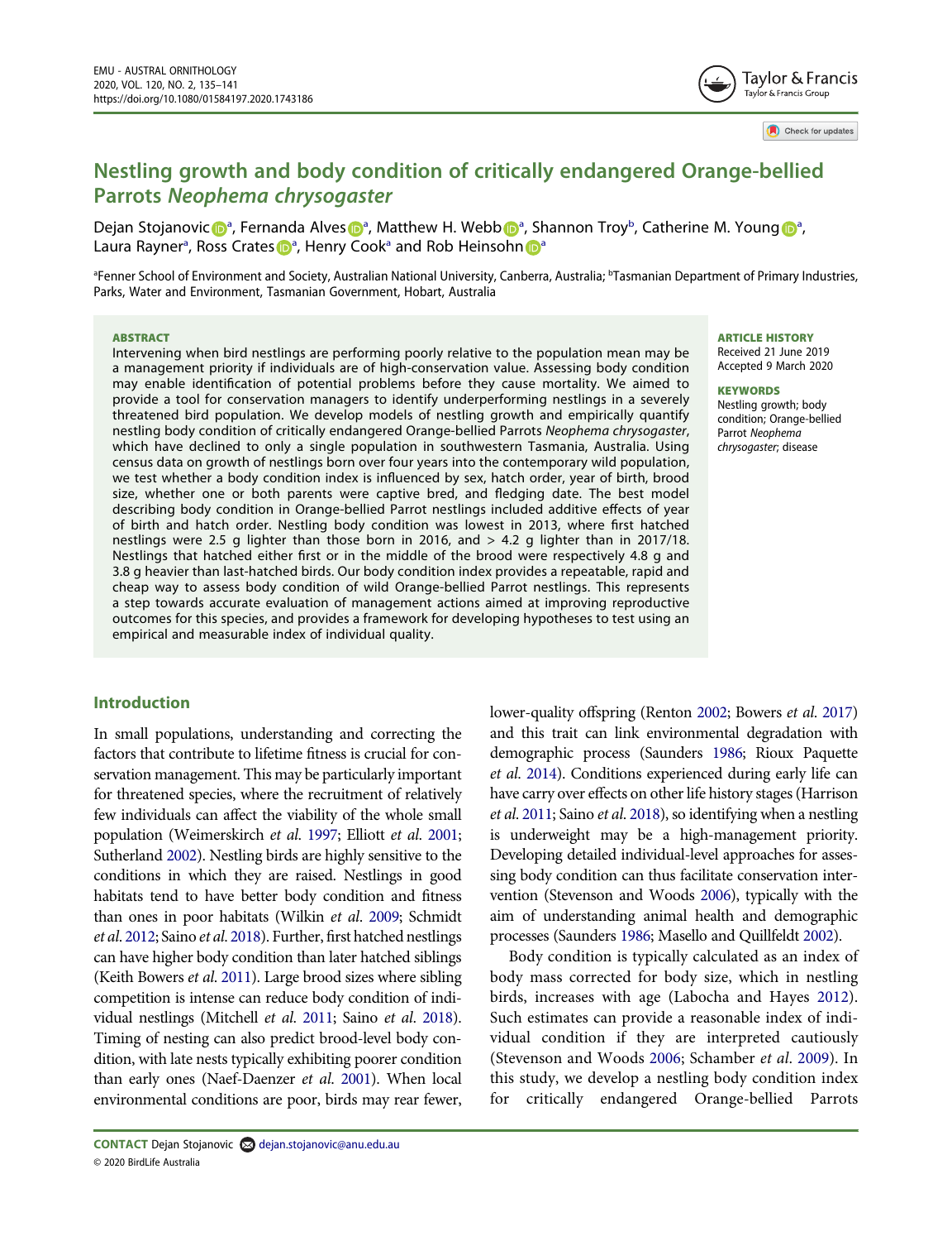# Nestling growth and body condition of critically endangered Orange-bellied Parrots *Neophema chrysogaster*

Dejan Stojanovic[a], Fernanda Alves[a], Matthew H. Webb[a], Shannon Troy[b], Catherine M. Young[a], Laura Rayner[a], Ross Crates[a], Henry Cook[a] and Rob Heinsohn[a]

[a]Fenner School of Environment and Society, Australian National University, Canberra, Australia; [b]Tasmanian Department of Primary Industries, Parks, Water and Environment, Tasmanian Government, Hobart, Australia

**ABSTRACT**

Intervening when bird nestlings are performing poorly relative to the population mean may be a management priority if individuals are of high-conservation value. Assessing body condition may enable identification of potential problems before they cause mortality. We aimed to provide a tool for conservation managers to identify underperforming nestlings in a severely threatened bird population. We develop models of nestling growth and empirically quantify nestling body condition of critically endangered Orange-bellied Parrots *Neophema chrysogaster*, which have declined to only a single population in southwestern Tasmania, Australia. Using census data on growth of nestlings born over four years into the contemporary wild population, we test whether a body condition index is influenced by sex, hatch order, year of birth, brood size, whether one or both parents were captive bred, and fledging date. The best model describing body condition in Orange-bellied Parrot nestlings included additive effects of year of birth and hatch order. Nestling body condition was lowest in 2013, where first hatched nestlings were 2.5 g lighter than those born in 2016, and > 4.2 g lighter than in 2017/18. Nestlings that hatched either first or in the middle of the brood were respectively 4.8 g and 3.8 g heavier than last-hatched birds. Our body condition index provides a repeatable, rapid and cheap way to assess body condition of wild Orange-bellied Parrot nestlings. This represents a step towards accurate evaluation of management actions aimed at improving reproductive outcomes for this species, and provides a framework for developing hypotheses to test using an empirical and measurable index of individual quality.

**ARTICLE HISTORY**
Received 21 June 2019
Accepted 9 March 2020

**KEYWORDS**
Nestling growth; body condition; Orange-bellied Parrot *Neophema chrysogaster*; disease

## Introduction

In small populations, understanding and correcting the factors that contribute to lifetime fitness is crucial for conservation management. This may be particularly important for threatened species, where the recruitment of relatively few individuals can affect the viability of the whole small population (Weimerskirch *et al.* 1997; Elliott *et al.* 2001; Sutherland 2002). Nestling birds are highly sensitive to the conditions in which they are raised. Nestlings in good habitats tend to have better body condition and fitness than ones in poor habitats (Wilkin *et al.* 2009; Schmidt *et al.* 2012; Saino *et al.* 2018). Further, first hatched nestlings can have higher body condition than later hatched siblings (Keith Bowers *et al.* 2011). Large brood sizes where sibling competition is intense can reduce body condition of individual nestlings (Mitchell *et al.* 2011; Saino *et al.* 2018). Timing of nesting can also predict brood-level body condition, with late nests typically exhibiting poorer condition than early ones (Naef-Daenzer *et al.* 2001). When local environmental conditions are poor, birds may rear fewer, lower-quality offspring (Renton 2002; Bowers *et al.* 2017) and this trait can link environmental degradation with demographic process (Saunders 1986; Rioux Paquette *et al.* 2014). Conditions experienced during early life can have carry over effects on other life history stages (Harrison *et al.* 2011; Saino *et al.* 2018), so identifying when a nestling is underweight may be a high-management priority. Developing detailed individual-level approaches for assessing body condition can thus facilitate conservation intervention (Stevenson and Woods 2006), typically with the aim of understanding animal health and demographic processes (Saunders 1986; Masello and Quillfeldt 2002).

Body condition is typically calculated as an index of body mass corrected for body size, which in nestling birds, increases with age (Labocha and Hayes 2012). Such estimates can provide a reasonable index of individual condition if they are interpreted cautiously (Stevenson and Woods 2006; Schamber *et al.* 2009). In this study, we develop a nestling body condition index for critically endangered Orange-bellied Parrots

**CONTACT** Dejan Stojanovic dejan.stojanovic@anu.edu.au

© 2020 BirdLife Australia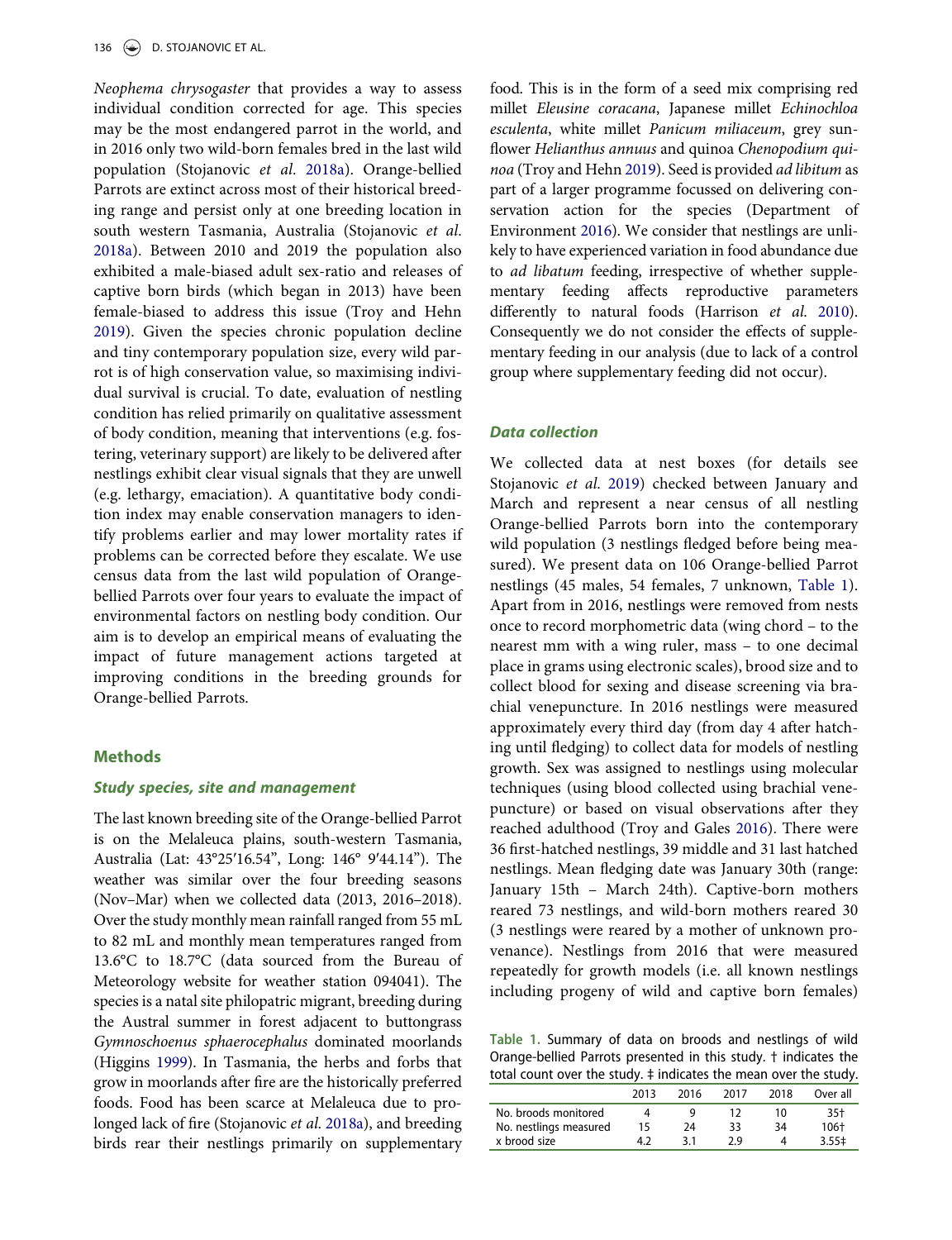*Neophema chrysogaster* that provides a way to assess individual condition corrected for age. This species may be the most endangered parrot in the world, and in 2016 only two wild-born females bred in the last wild population (Stojanovic *et al*. 2018a). Orange-bellied Parrots are extinct across most of their historical breeding range and persist only at one breeding location in south western Tasmania, Australia (Stojanovic *et al*. 2018a). Between 2010 and 2019 the population also exhibited a male-biased adult sex-ratio and releases of captive born birds (which began in 2013) have been female-biased to address this issue (Troy and Hehn 2019). Given the species chronic population decline and tiny contemporary population size, every wild parrot is of high conservation value, so maximising individual survival is crucial. To date, evaluation of nestling condition has relied primarily on qualitative assessment of body condition, meaning that interventions (e.g. fostering, veterinary support) are likely to be delivered after nestlings exhibit clear visual signals that they are unwell (e.g. lethargy, emaciation). A quantitative body condition index may enable conservation managers to identify problems earlier and may lower mortality rates if problems can be corrected before they escalate. We use census data from the last wild population of Orange-bellied Parrots over four years to evaluate the impact of environmental factors on nestling body condition. Our aim is to develop an empirical means of evaluating the impact of future management actions targeted at improving conditions in the breeding grounds for Orange-bellied Parrots.

## Methods

### Study species, site and management

The last known breeding site of the Orange-bellied Parrot is on the Melaleuca plains, south-western Tasmania, Australia (Lat: 43°25′16.54”, Long: 146° 9′44.14”). The weather was similar over the four breeding seasons (Nov–Mar) when we collected data (2013, 2016–2018). Over the study monthly mean rainfall ranged from 55 mL to 82 mL and monthly mean temperatures ranged from 13.6°C to 18.7°C (data sourced from the Bureau of Meteorology website for weather station 094041). The species is a natal site philopatric migrant, breeding during the Austral summer in forest adjacent to buttongrass *Gymnoschoenus sphaerocephalus* dominated moorlands (Higgins 1999). In Tasmania, the herbs and forbs that grow in moorlands after fire are the historically preferred foods. Food has been scarce at Melaleuca due to prolonged lack of fire (Stojanovic *et al*. 2018a), and breeding birds rear their nestlings primarily on supplementary food. This is in the form of a seed mix comprising red millet *Eleusine coracana*, Japanese millet *Echinochloa esculenta*, white millet *Panicum miliaceum*, grey sunflower *Helianthus annuus* and quinoa *Chenopodium quinoa* (Troy and Hehn 2019). Seed is provided *ad libitum* as part of a larger programme focussed on delivering conservation action for the species (Department of Environment 2016). We consider that nestlings are unlikely to have experienced variation in food abundance due to *ad libatum* feeding, irrespective of whether supplementary feeding affects reproductive parameters differently to natural foods (Harrison *et al*. 2010). Consequently we do not consider the effects of supplementary feeding in our analysis (due to lack of a control group where supplementary feeding did not occur).

### Data collection

We collected data at nest boxes (for details see Stojanovic *et al*. 2019) checked between January and March and represent a near census of all nestling Orange-bellied Parrots born into the contemporary wild population (3 nestlings fledged before being measured). We present data on 106 Orange-bellied Parrot nestlings (45 males, 54 females, 7 unknown, Table 1). Apart from in 2016, nestlings were removed from nests once to record morphometric data (wing chord – to the nearest mm with a wing ruler, mass – to one decimal place in grams using electronic scales), brood size and to collect blood for sexing and disease screening via brachial venepuncture. In 2016 nestlings were measured approximately every third day (from day 4 after hatching until fledging) to collect data for models of nestling growth. Sex was assigned to nestlings using molecular techniques (using blood collected using brachial venepuncture) or based on visual observations after they reached adulthood (Troy and Gales 2016). There were 36 first-hatched nestlings, 39 middle and 31 last hatched nestlings. Mean fledging date was January 30th (range: January 15th – March 24th). Captive-born mothers reared 73 nestlings, and wild-born mothers reared 30 (3 nestlings were reared by a mother of unknown provenance). Nestlings from 2016 that were measured repeatedly for growth models (i.e. all known nestlings including progeny of wild and captive born females)

Table 1. Summary of data on broods and nestlings of wild Orange-bellied Parrots presented in this study. † indicates the total count over the study. ‡ indicates the mean over the study.

| | 2013 | 2016 | 2017 | 2018 | Over all |
|---|---|---|---|---|---|
| No. broods monitored | 4 | 9 | 12 | 10 | 35† |
| No. nestlings measured | 15 | 24 | 33 | 34 | 106† |
| x brood size | 4.2 | 3.1 | 2.9 | 4 | 3.55‡ |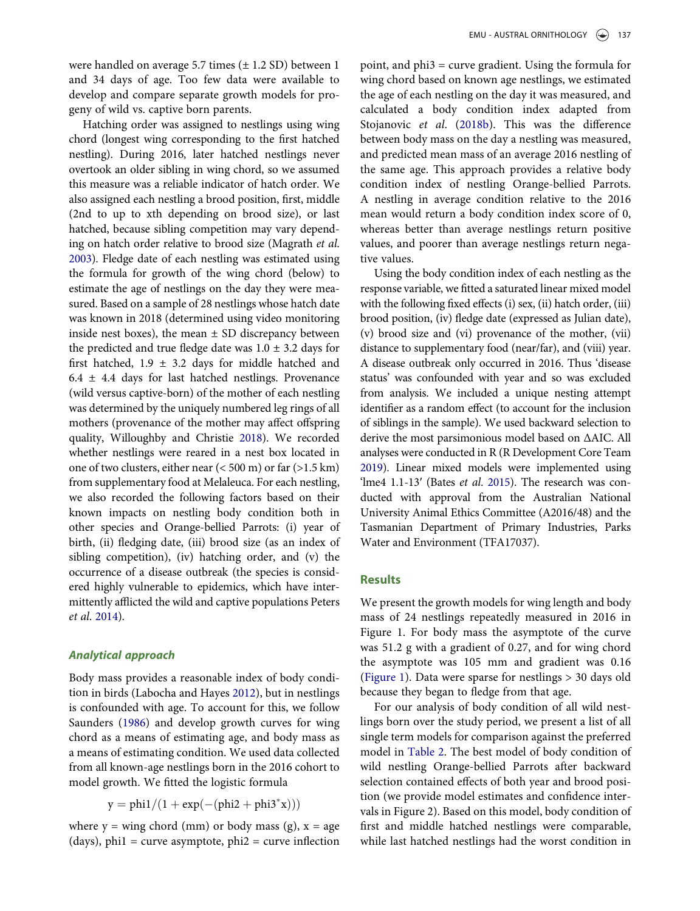were handled on average 5.7 times (± 1.2 SD) between 1 and 34 days of age. Too few data were available to develop and compare separate growth models for progeny of wild vs. captive born parents.

Hatching order was assigned to nestlings using wing chord (longest wing corresponding to the first hatched nestling). During 2016, later hatched nestlings never overtook an older sibling in wing chord, so we assumed this measure was a reliable indicator of hatch order. We also assigned each nestling a brood position, first, middle (2nd to up to xth depending on brood size), or last hatched, because sibling competition may vary depending on hatch order relative to brood size (Magrath *et al.* 2003). Fledge date of each nestling was estimated using the formula for growth of the wing chord (below) to estimate the age of nestlings on the day they were measured. Based on a sample of 28 nestlings whose hatch date was known in 2018 (determined using video monitoring inside nest boxes), the mean ± SD discrepancy between the predicted and true fledge date was 1.0 ± 3.2 days for first hatched, 1.9 ± 3.2 days for middle hatched and 6.4 ± 4.4 days for last hatched nestlings. Provenance (wild versus captive-born) of the mother of each nestling was determined by the uniquely numbered leg rings of all mothers (provenance of the mother may affect offspring quality, Willoughby and Christie 2018). We recorded whether nestlings were reared in a nest box located in one of two clusters, either near (< 500 m) or far (>1.5 km) from supplementary food at Melaleuca. For each nestling, we also recorded the following factors based on their known impacts on nestling body condition both in other species and Orange-bellied Parrots: (i) year of birth, (ii) fledging date, (iii) brood size (as an index of sibling competition), (iv) hatching order, and (v) the occurrence of a disease outbreak (the species is considered highly vulnerable to epidemics, which have intermittently afflicted the wild and captive populations Peters *et al.* 2014).

### *Analytical approach*

Body mass provides a reasonable index of body condition in birds (Labocha and Hayes 2012), but in nestlings is confounded with age. To account for this, we follow Saunders (1986) and develop growth curves for wing chord as a means of estimating age, and body mass as a means of estimating condition. We used data collected from all known-age nestlings born in the 2016 cohort to model growth. We fitted the logistic formula

$$y = \text{phi1}/(1 + \exp(-(\text{phi2} + \text{phi3}^{*}x)))$$

where y = wing chord (mm) or body mass (g), x = age (days), phi1 = curve asymptote, phi2 = curve inflection point, and phi3 = curve gradient. Using the formula for wing chord based on known age nestlings, we estimated the age of each nestling on the day it was measured, and calculated a body condition index adapted from Stojanovic *et al.* (2018b). This was the difference between body mass on the day a nestling was measured, and predicted mean mass of an average 2016 nestling of the same age. This approach provides a relative body condition index of nestling Orange-bellied Parrots. A nestling in average condition relative to the 2016 mean would return a body condition index score of 0, whereas better than average nestlings return positive values, and poorer than average nestlings return negative values.

Using the body condition index of each nestling as the response variable, we fitted a saturated linear mixed model with the following fixed effects (i) sex, (ii) hatch order, (iii) brood position, (iv) fledge date (expressed as Julian date), (v) brood size and (vi) provenance of the mother, (vii) distance to supplementary food (near/far), and (viii) year. A disease outbreak only occurred in 2016. Thus 'disease status' was confounded with year and so was excluded from analysis. We included a unique nesting attempt identifier as a random effect (to account for the inclusion of siblings in the sample). We used backward selection to derive the most parsimonious model based on ΔAIC. All analyses were conducted in R (R Development Core Team 2019). Linear mixed models were implemented using 'lme4 1.1-13′ (Bates *et al.* 2015). The research was conducted with approval from the Australian National University Animal Ethics Committee (A2016/48) and the Tasmanian Department of Primary Industries, Parks Water and Environment (TFA17037).

## Results

We present the growth models for wing length and body mass of 24 nestlings repeatedly measured in 2016 in Figure 1. For body mass the asymptote of the curve was 51.2 g with a gradient of 0.27, and for wing chord the asymptote was 105 mm and gradient was 0.16 (Figure 1). Data were sparse for nestlings > 30 days old because they began to fledge from that age.

For our analysis of body condition of all wild nestlings born over the study period, we present a list of all single term models for comparison against the preferred model in Table 2. The best model of body condition of wild nestling Orange-bellied Parrots after backward selection contained effects of both year and brood position (we provide model estimates and confidence intervals in Figure 2). Based on this model, body condition of first and middle hatched nestlings were comparable, while last hatched nestlings had the worst condition in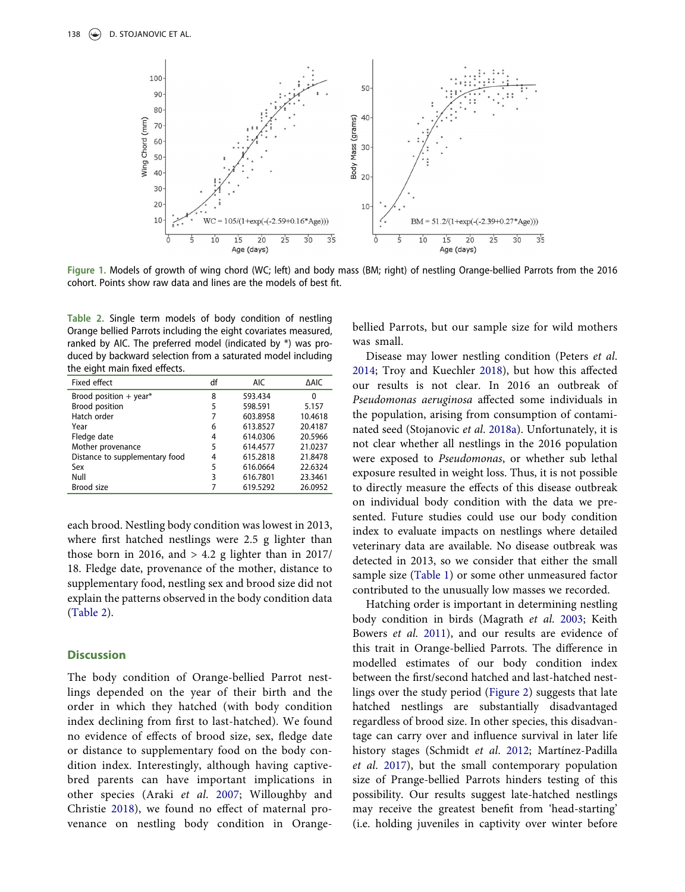Wing Chord (mm)

100
90
80
70
60
50
40
30
20
10

WC = 105/(1+exp(-(-2.59+0.16*Age)))

0 5 10 15 20 25 30 35

Age (days)

Body Mass (grams)

50
40
30
20
10

BM = 51.2/(1+exp(-(-2.39+0.27*Age)))

0 5 10 15 20 25 30 35

Age (days)

**Figure 1.** Models of growth of wing chord (WC; left) and body mass (BM; right) of nestling Orange-bellied Parrots from the 2016 cohort. Points show raw data and lines are the models of best fit.

**Table 2.** Single term models of body condition of nestling Orange bellied Parrots including the eight covariates measured, ranked by AIC. The preferred model (indicated by *) was produced by backward selection from a saturated model including the eight main fixed effects.

| Fixed effect | df | AIC | ΔAIC |
|---|---|---|---|
| Brood position + year* | 8 | 593.434 | 0 |
| Brood position | 5 | 598.591 | 5.157 |
| Hatch order | 7 | 603.8958 | 10.4618 |
| Year | 6 | 613.8527 | 20.4187 |
| Fledge date | 4 | 614.0306 | 20.5966 |
| Mother provenance | 5 | 614.4577 | 21.0237 |
| Distance to supplementary food | 4 | 615.2818 | 21.8478 |
| Sex | 5 | 616.0664 | 22.6324 |
| Null | 3 | 616.7801 | 23.3461 |
| Brood size | 7 | 619.5292 | 26.0952 |

each brood. Nestling body condition was lowest in 2013, where first hatched nestlings were 2.5 g lighter than those born in 2016, and > 4.2 g lighter than in 2017/18. Fledge date, provenance of the mother, distance to supplementary food, nestling sex and brood size did not explain the patterns observed in the body condition data (Table 2).

## Discussion

The body condition of Orange-bellied Parrot nestlings depended on the year of their birth and the order in which they hatched (with body condition index declining from first to last-hatched). We found no evidence of effects of brood size, sex, fledge date or distance to supplementary food on the body condition index. Interestingly, although having captive-bred parents can have important implications in other species (Araki *et al.* 2007; Willoughby and Christie 2018), we found no effect of maternal provenance on nestling body condition in Orange-bellied Parrots, but our sample size for wild mothers was small.

Disease may lower nestling condition (Peters *et al.* 2014; Troy and Kuechler 2018), but how this affected our results is not clear. In 2016 an outbreak of *Pseudomonas aeruginosa* affected some individuals in the population, arising from consumption of contaminated seed (Stojanovic *et al.* 2018a). Unfortunately, it is not clear whether all nestlings in the 2016 population were exposed to *Pseudomonas*, or whether sub lethal exposure resulted in weight loss. Thus, it is not possible to directly measure the effects of this disease outbreak on individual body condition with the data we presented. Future studies could use our body condition index to evaluate impacts on nestlings where detailed veterinary data are available. No disease outbreak was detected in 2013, so we consider that either the small sample size (Table 1) or some other unmeasured factor contributed to the unusually low masses we recorded.

Hatching order is important in determining nestling body condition in birds (Magrath *et al.* 2003; Keith Bowers *et al.* 2011), and our results are evidence of this trait in Orange-bellied Parrots. The difference in modelled estimates of our body condition index between the first/second hatched and last-hatched nestlings over the study period (Figure 2) suggests that late hatched nestlings are substantially disadvantaged regardless of brood size. In other species, this disadvantage can carry over and influence survival in later life history stages (Schmidt *et al.* 2012; Martínez-Padilla *et al.* 2017), but the small contemporary population size of Prange-bellied Parrots hinders testing of this possibility. Our results suggest late-hatched nestlings may receive the greatest benefit from 'head-starting' (i.e. holding juveniles in captivity over winter before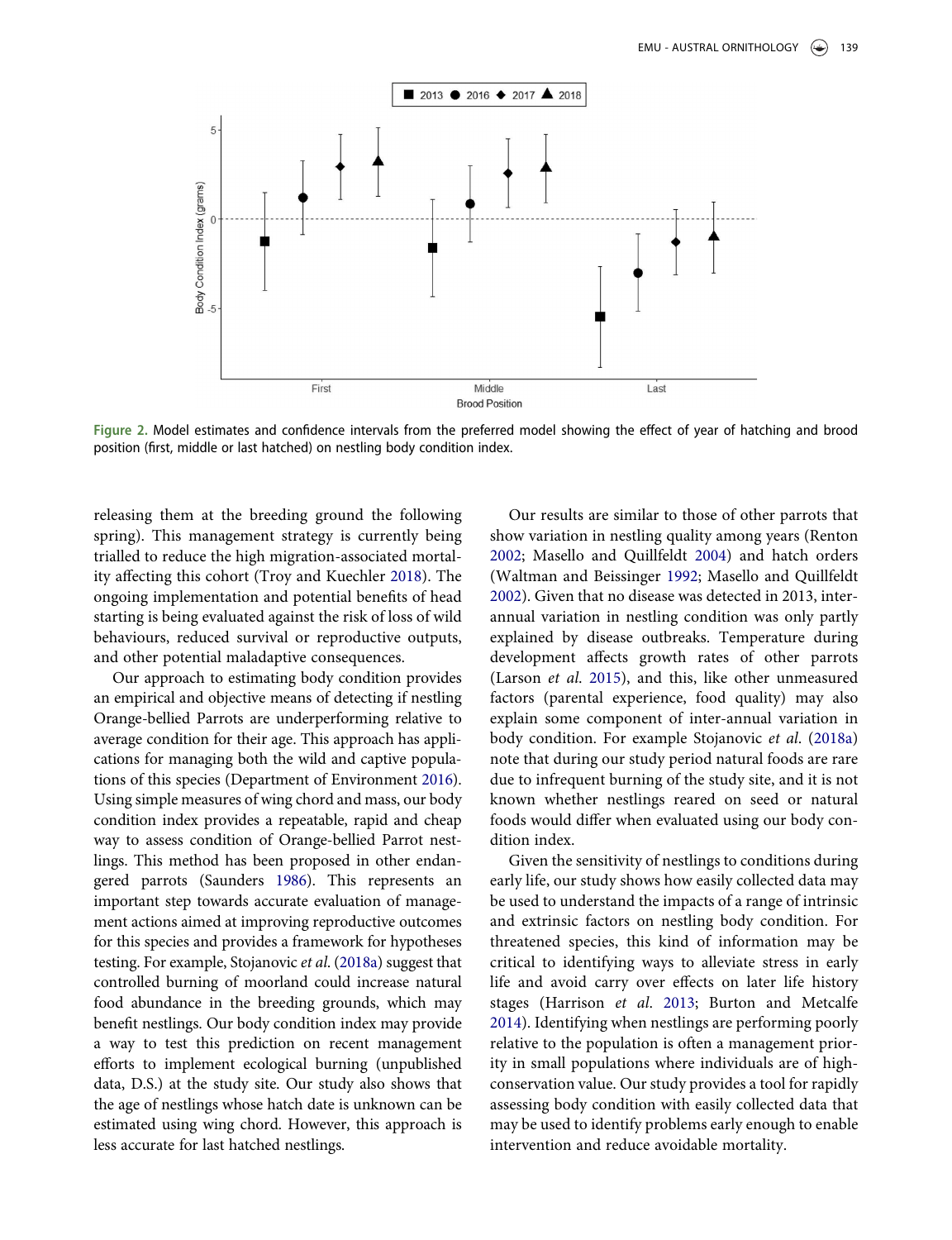2013 2016 2017 2018

Body Condition Index (grams)

5

0

-5

First

Middle

Last

Brood Position

Figure 2. Model estimates and confidence intervals from the preferred model showing the effect of year of hatching and brood position (first, middle or last hatched) on nestling body condition index.

releasing them at the breeding ground the following spring). This management strategy is currently being trialled to reduce the high migration-associated mortality affecting this cohort (Troy and Kuechler 2018). The ongoing implementation and potential benefits of head starting is being evaluated against the risk of loss of wild behaviours, reduced survival or reproductive outputs, and other potential maladaptive consequences.

Our approach to estimating body condition provides an empirical and objective means of detecting if nestling Orange-bellied Parrots are underperforming relative to average condition for their age. This approach has applications for managing both the wild and captive populations of this species (Department of Environment 2016). Using simple measures of wing chord and mass, our body condition index provides a repeatable, rapid and cheap way to assess condition of Orange-bellied Parrot nestlings. This method has been proposed in other endangered parrots (Saunders 1986). This represents an important step towards accurate evaluation of management actions aimed at improving reproductive outcomes for this species and provides a framework for hypotheses testing. For example, Stojanovic *et al.* (2018a) suggest that controlled burning of moorland could increase natural food abundance in the breeding grounds, which may benefit nestlings. Our body condition index may provide a way to test this prediction on recent management efforts to implement ecological burning (unpublished data, D.S.) at the study site. Our study also shows that the age of nestlings whose hatch date is unknown can be estimated using wing chord. However, this approach is less accurate for last hatched nestlings.

Our results are similar to those of other parrots that show variation in nestling quality among years (Renton 2002; Masello and Quillfeldt 2004) and hatch orders (Waltman and Beissinger 1992; Masello and Quillfeldt 2002). Given that no disease was detected in 2013, inter-annual variation in nestling condition was only partly explained by disease outbreaks. Temperature during development affects growth rates of other parrots (Larson *et al.* 2015), and this, like other unmeasured factors (parental experience, food quality) may also explain some component of inter-annual variation in body condition. For example Stojanovic *et al.* (2018a) note that during our study period natural foods are rare due to infrequent burning of the study site, and it is not known whether nestlings reared on seed or natural foods would differ when evaluated using our body condition index.

Given the sensitivity of nestlings to conditions during early life, our study shows how easily collected data may be used to understand the impacts of a range of intrinsic and extrinsic factors on nestling body condition. For threatened species, this kind of information may be critical to identifying ways to alleviate stress in early life and avoid carry over effects on later life history stages (Harrison *et al.* 2013; Burton and Metcalfe 2014). Identifying when nestlings are performing poorly relative to the population is often a management priority in small populations where individuals are of high-conservation value. Our study provides a tool for rapidly assessing body condition with easily collected data that may be used to identify problems early enough to enable intervention and reduce avoidable mortality.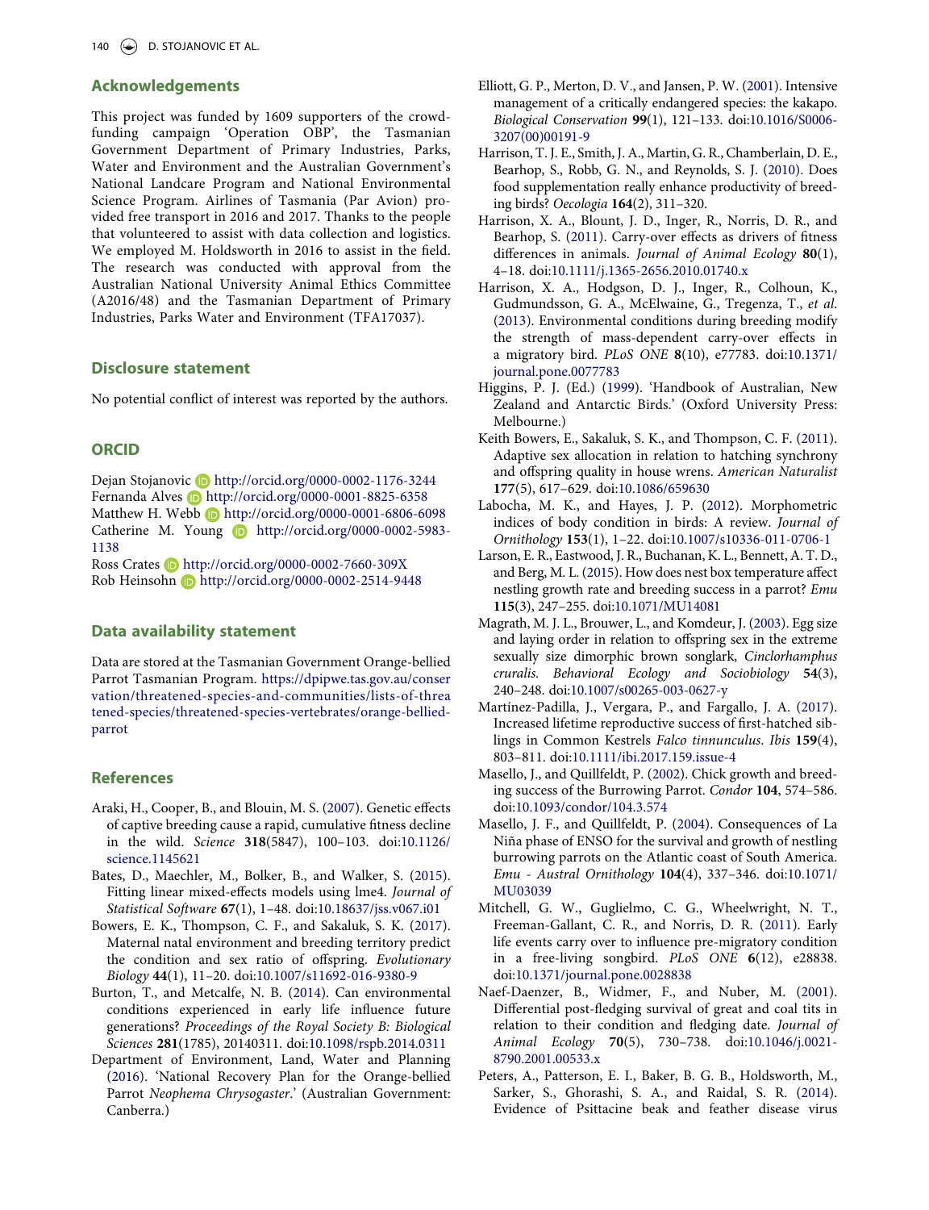## Acknowledgements

This project was funded by 1609 supporters of the crowd-funding campaign 'Operation OBP', the Tasmanian Government Department of Primary Industries, Parks, Water and Environment and the Australian Government's National Landcare Program and National Environmental Science Program. Airlines of Tasmania (Par Avion) provided free transport in 2016 and 2017. Thanks to the people that volunteered to assist with data collection and logistics. We employed M. Holdsworth in 2016 to assist in the field. The research was conducted with approval from the Australian National University Animal Ethics Committee (A2016/48) and the Tasmanian Department of Primary Industries, Parks Water and Environment (TFA17037).

## Disclosure statement

No potential conflict of interest was reported by the authors.

## ORCID

Dejan Stojanovic http://orcid.org/0000-0002-1176-3244
Fernanda Alves http://orcid.org/0000-0001-8825-6358
Matthew H. Webb http://orcid.org/0000-0001-6806-6098
Catherine M. Young http://orcid.org/0000-0002-5983-1138
Ross Crates http://orcid.org/0000-0002-7660-309X
Rob Heinsohn http://orcid.org/0000-0002-2514-9448

## Data availability statement

Data are stored at the Tasmanian Government Orange-bellied Parrot Tasmanian Program. https://dpipwe.tas.gov.au/conservation/threatened-species-and-communities/lists-of-threatened-species/threatened-species-vertebrates/orange-bellied-parrot

## References

Araki, H., Cooper, B., and Blouin, M. S. (2007). Genetic effects of captive breeding cause a rapid, cumulative fitness decline in the wild. *Science* **318**(5847), 100–103. doi:10.1126/science.1145621

Bates, D., Maechler, M., Bolker, B., and Walker, S. (2015). Fitting linear mixed-effects models using lme4. *Journal of Statistical Software* **67**(1), 1–48. doi:10.18637/jss.v067.i01

Bowers, E. K., Thompson, C. F., and Sakaluk, S. K. (2017). Maternal natal environment and breeding territory predict the condition and sex ratio of offspring. *Evolutionary Biology* **44**(1), 11–20. doi:10.1007/s11692-016-9380-9

Burton, T., and Metcalfe, N. B. (2014). Can environmental conditions experienced in early life influence future generations? *Proceedings of the Royal Society B: Biological Sciences* **281**(1785), 20140311. doi:10.1098/rspb.2014.0311

Department of Environment, Land, Water and Planning (2016). 'National Recovery Plan for the Orange-bellied Parrot *Neophema Chrysogaster*.' (Australian Government: Canberra.)

Elliott, G. P., Merton, D. V., and Jansen, P. W. (2001). Intensive management of a critically endangered species: the kakapo. *Biological Conservation* **99**(1), 121–133. doi:10.1016/S0006-3207(00)00191-9

Harrison, T. J. E., Smith, J. A., Martin, G. R., Chamberlain, D. E., Bearhop, S., Robb, G. N., and Reynolds, S. J. (2010). Does food supplementation really enhance productivity of breeding birds? *Oecologia* **164**(2), 311–320.

Harrison, X. A., Blount, J. D., Inger, R., Norris, D. R., and Bearhop, S. (2011). Carry-over effects as drivers of fitness differences in animals. *Journal of Animal Ecology* **80**(1), 4–18. doi:10.1111/j.1365-2656.2010.01740.x

Harrison, X. A., Hodgson, D. J., Inger, R., Colhoun, K., Gudmundsson, G. A., McElwaine, G., Tregenza, T., *et al.* (2013). Environmental conditions during breeding modify the strength of mass-dependent carry-over effects in a migratory bird. *PLoS ONE* **8**(10), e77783. doi:10.1371/journal.pone.0077783

Higgins, P. J. (Ed.) (1999). 'Handbook of Australian, New Zealand and Antarctic Birds.' (Oxford University Press: Melbourne.)

Keith Bowers, E., Sakaluk, S. K., and Thompson, C. F. (2011). Adaptive sex allocation in relation to hatching synchrony and offspring quality in house wrens. *American Naturalist* **177**(5), 617–629. doi:10.1086/659630

Labocha, M. K., and Hayes, J. P. (2012). Morphometric indices of body condition in birds: A review. *Journal of Ornithology* **153**(1), 1–22. doi:10.1007/s10336-011-0706-1

Larson, E. R., Eastwood, J. R., Buchanan, K. L., Bennett, A. T. D., and Berg, M. L. (2015). How does nest box temperature affect nestling growth rate and breeding success in a parrot? *Emu* **115**(3), 247–255. doi:10.1071/MU14081

Magrath, M. J. L., Brouwer, L., and Komdeur, J. (2003). Egg size and laying order in relation to offspring sex in the extreme sexually size dimorphic brown songlark, *Cinclorhamphus cruralis*. *Behavioral Ecology and Sociobiology* **54**(3), 240–248. doi:10.1007/s00265-003-0627-y

Martínez-Padilla, J., Vergara, P., and Fargallo, J. A. (2017). Increased lifetime reproductive success of first-hatched siblings in Common Kestrels *Falco tinnunculus*. *Ibis* **159**(4), 803–811. doi:10.1111/ibi.2017.159.issue-4

Masello, J., and Quillfeldt, P. (2002). Chick growth and breeding success of the Burrowing Parrot. *Condor* **104**, 574–586. doi:10.1093/condor/104.3.574

Masello, J. F., and Quillfeldt, P. (2004). Consequences of La Niña phase of ENSO for the survival and growth of nestling burrowing parrots on the Atlantic coast of South America. *Emu - Austral Ornithology* **104**(4), 337–346. doi:10.1071/MU03039

Mitchell, G. W., Guglielmo, C. G., Wheelwright, N. T., Freeman-Gallant, C. R., and Norris, D. R. (2011). Early life events carry over to influence pre-migratory condition in a free-living songbird. *PLoS ONE* **6**(12), e28838. doi:10.1371/journal.pone.0028838

Naef-Daenzer, B., Widmer, F., and Nuber, M. (2001). Differential post-fledging survival of great and coal tits in relation to their condition and fledging date. *Journal of Animal Ecology* **70**(5), 730–738. doi:10.1046/j.0021-8790.2001.00533.x

Peters, A., Patterson, E. I., Baker, B. G. B., Holdsworth, M., Sarker, S., Ghorashi, S. A., and Raidal, S. R. (2014). Evidence of Psittacine beak and feather disease virus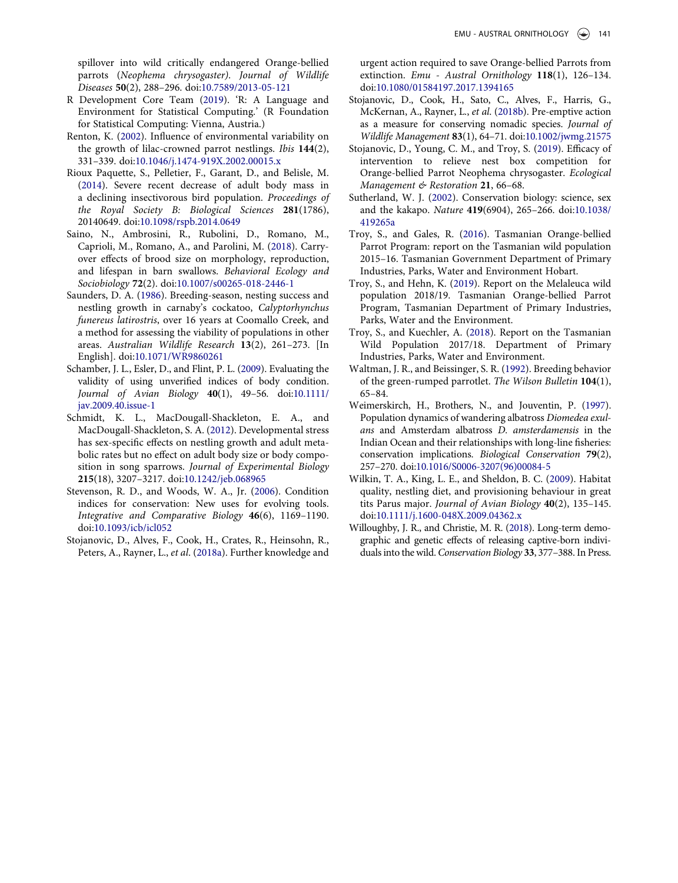spillover into wild critically endangered Orange-bellied parrots (*Neophema chrysogaster*). *Journal of Wildlife Diseases* **50**(2), 288–296. doi:10.7589/2013-05-121

R Development Core Team (2019). 'R: A Language and Environment for Statistical Computing.' (R Foundation for Statistical Computing: Vienna, Austria.)

Renton, K. (2002). Influence of environmental variability on the growth of lilac-crowned parrot nestlings. *Ibis* **144**(2), 331–339. doi:10.1046/j.1474-919X.2002.00015.x

Rioux Paquette, S., Pelletier, F., Garant, D., and Belisle, M. (2014). Severe recent decrease of adult body mass in a declining insectivorous bird population. *Proceedings of the Royal Society B: Biological Sciences* **281**(1786), 20140649. doi:10.1098/rspb.2014.0649

Saino, N., Ambrosini, R., Rubolini, D., Romano, M., Caprioli, M., Romano, A., and Parolini, M. (2018). Carry-over effects of brood size on morphology, reproduction, and lifespan in barn swallows. *Behavioral Ecology and Sociobiology* **72**(2). doi:10.1007/s00265-018-2446-1

Saunders, D. A. (1986). Breeding-season, nesting success and nestling growth in carnaby's cockatoo, *Calyptorhynchus funereus latirostris*, over 16 years at Coomallo Creek, and a method for assessing the viability of populations in other areas. *Australian Wildlife Research* **13**(2), 261–273. [In English]. doi:10.1071/WR9860261

Schamber, J. L., Esler, D., and Flint, P. L. (2009). Evaluating the validity of using unverified indices of body condition. *Journal of Avian Biology* **40**(1), 49–56. doi:10.1111/jav.2009.40.issue-1

Schmidt, K. L., MacDougall-Shackleton, E. A., and MacDougall-Shackleton, S. A. (2012). Developmental stress has sex-specific effects on nestling growth and adult metabolic rates but no effect on adult body size or body composition in song sparrows. *Journal of Experimental Biology* **215**(18), 3207–3217. doi:10.1242/jeb.068965

Stevenson, R. D., and Woods, W. A., Jr. (2006). Condition indices for conservation: New uses for evolving tools. *Integrative and Comparative Biology* **46**(6), 1169–1190. doi:10.1093/icb/icl052

Stojanovic, D., Alves, F., Cook, H., Crates, R., Heinsohn, R., Peters, A., Rayner, L., *et al.* (2018a). Further knowledge and urgent action required to save Orange-bellied Parrots from extinction. *Emu - Austral Ornithology* **118**(1), 126–134. doi:10.1080/01584197.2017.1394165

Stojanovic, D., Cook, H., Sato, C., Alves, F., Harris, G., McKernan, A., Rayner, L., *et al.* (2018b). Pre-emptive action as a measure for conserving nomadic species. *Journal of Wildlife Management* **83**(1), 64–71. doi:10.1002/jwmg.21575

Stojanovic, D., Young, C. M., and Troy, S. (2019). Efficacy of intervention to relieve nest box competition for Orange-bellied Parrot Neophema chrysogaster. *Ecological Management & Restoration* **21**, 66–68.

Sutherland, W. J. (2002). Conservation biology: science, sex and the kakapo. *Nature* **419**(6904), 265–266. doi:10.1038/419265a

Troy, S., and Gales, R. (2016). Tasmanian Orange-bellied Parrot Program: report on the Tasmanian wild population 2015–16. Tasmanian Government Department of Primary Industries, Parks, Water and Environment Hobart.

Troy, S., and Hehn, K. (2019). Report on the Melaleuca wild population 2018/19. Tasmanian Orange-bellied Parrot Program, Tasmanian Department of Primary Industries, Parks, Water and the Environment.

Troy, S., and Kuechler, A. (2018). Report on the Tasmanian Wild Population 2017/18. Department of Primary Industries, Parks, Water and Environment.

Waltman, J. R., and Beissinger, S. R. (1992). Breeding behavior of the green-rumped parrotlet. *The Wilson Bulletin* **104**(1), 65–84.

Weimerskirch, H., Brothers, N., and Jouventin, P. (1997). Population dynamics of wandering albatross *Diomedea exulans* and Amsterdam albatross *D. amsterdamensis* in the Indian Ocean and their relationships with long-line fisheries: conservation implications. *Biological Conservation* **79**(2), 257–270. doi:10.1016/S0006-3207(96)00084-5

Wilkin, T. A., King, L. E., and Sheldon, B. C. (2009). Habitat quality, nestling diet, and provisioning behaviour in great tits Parus major. *Journal of Avian Biology* **40**(2), 135–145. doi:10.1111/j.1600-048X.2009.04362.x

Willoughby, J. R., and Christie, M. R. (2018). Long-term demographic and genetic effects of releasing captive-born individuals into the wild. *Conservation Biology* **33**, 377–388. In Press.